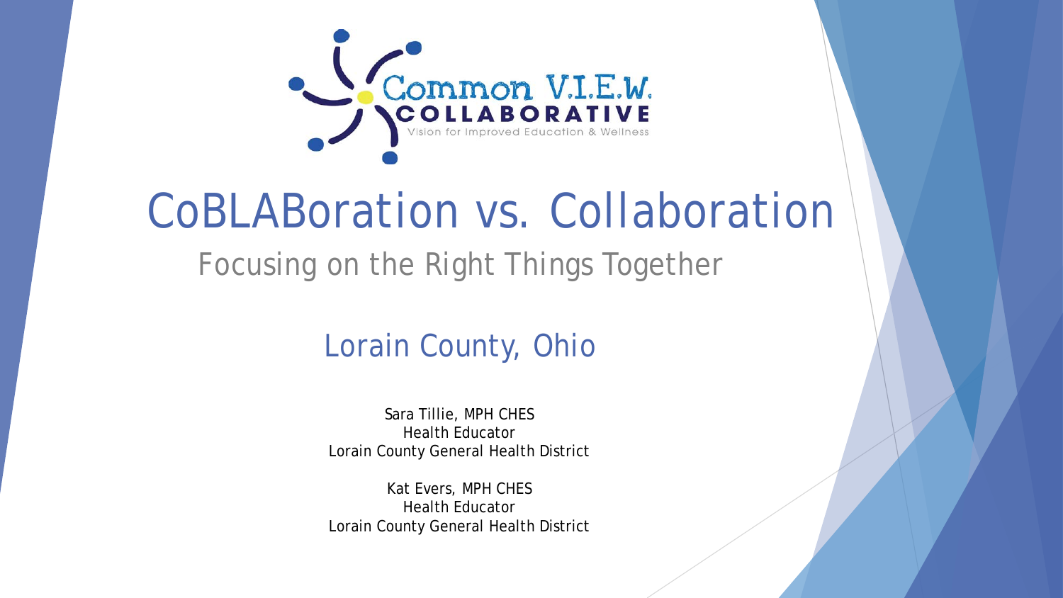Common V.I.E.W.
COLLABORATIVE
Vision for Improved Education & Wellness

# CoBLABoration vs. Collaboration

## Focusing on the Right Things Together

### Lorain County, Ohio

Sara Tillie, MPH CHES
Health Educator
Lorain County General Health District

Kat Evers, MPH CHES
Health Educator
Lorain County General Health District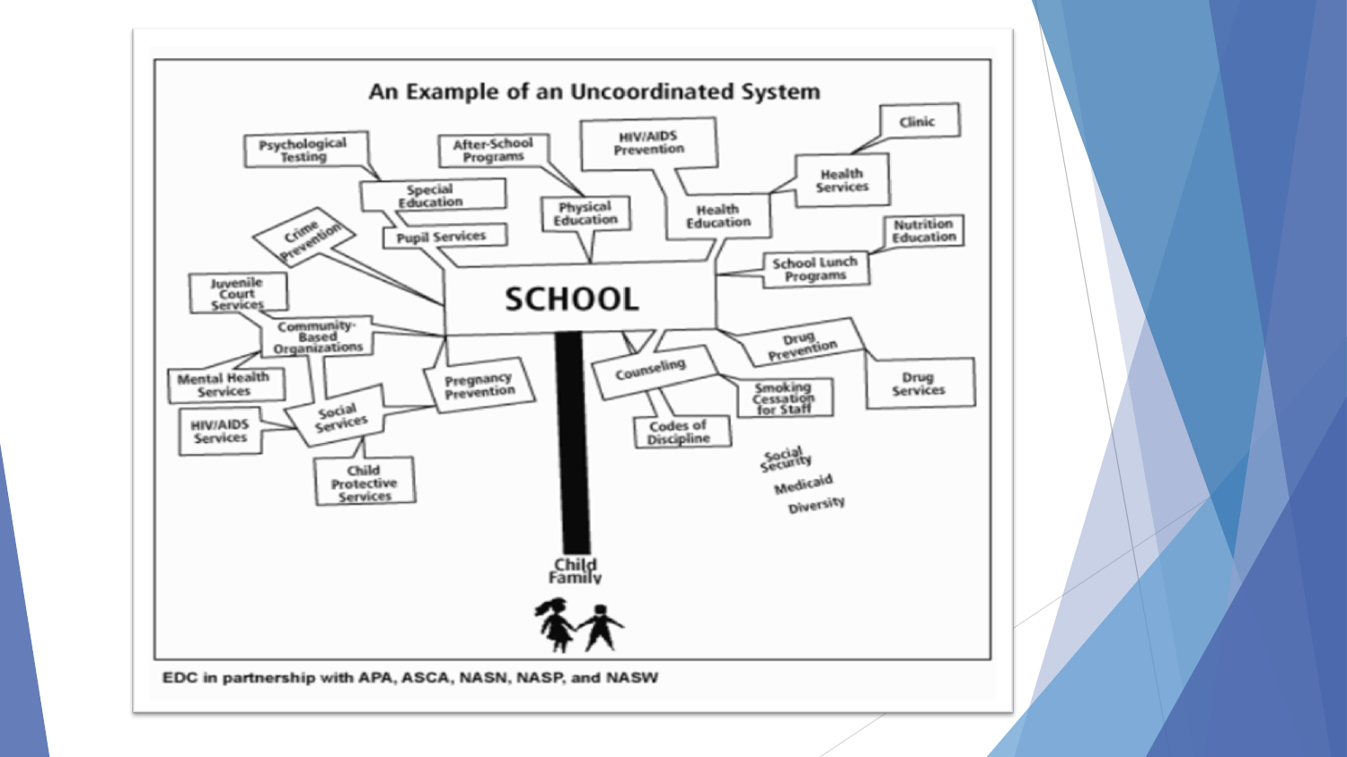## An Example of an Uncoordinated System

Psychological Testing

After-School Programs

HIV/AIDS Prevention

Clinic

Special Education

Physical Education

Health Education

Health Services

Crime Prevention

Pupil Services

Nutrition Education

School Lunch Programs

Juvenile Court Services

SCHOOL

Community-Based Organizations

Drug Prevention

Mental Health Services

Pregnancy Prevention

Counseling

Drug Services

Smoking Cessation for Staff

HIV/AIDS Services

Social Services

Codes of Discipline

Social Security

Medicaid

Diversity

Child Protective Services

Child Family

EDC in partnership with APA, ASCA, NASN, NASP, and NASW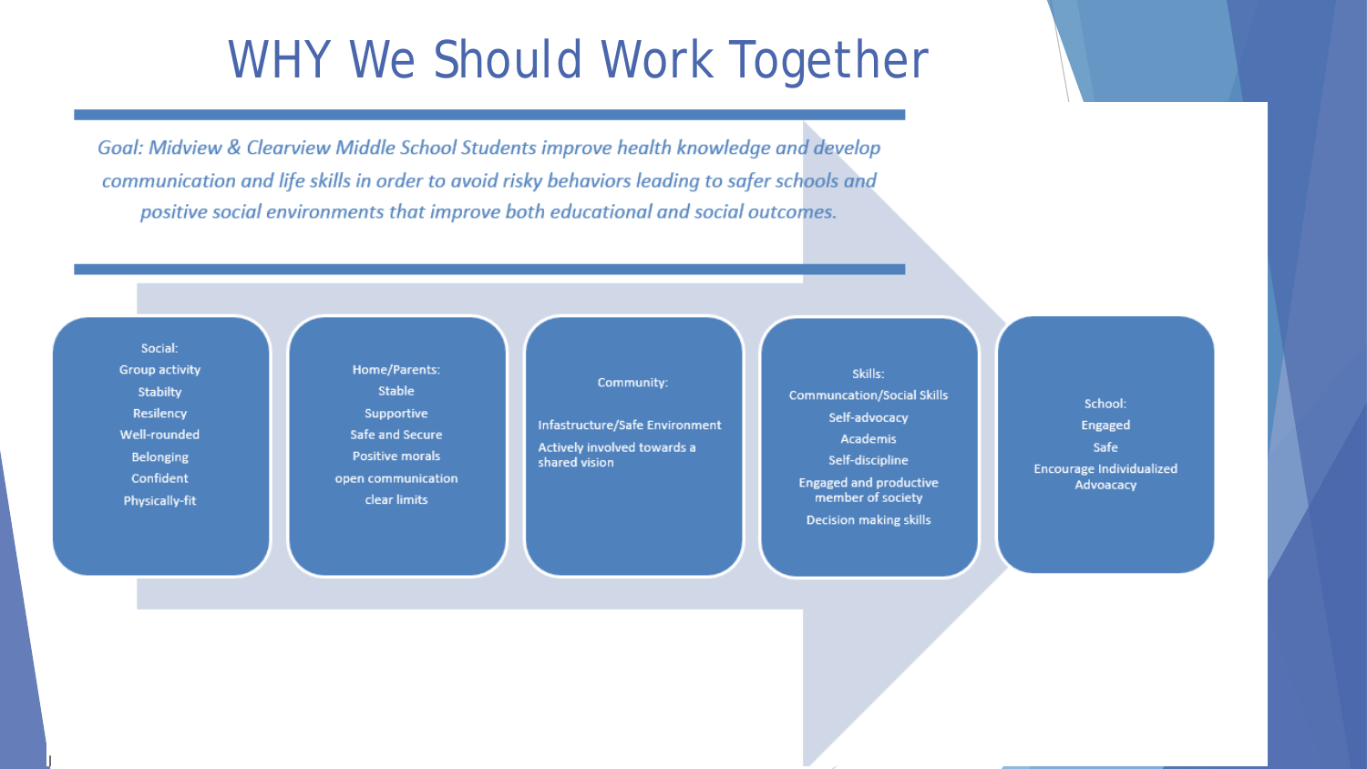# WHY We Should Work Together

*Goal: Midview & Clearview Middle School Students improve health knowledge and develop communication and life skills in order to avoid risky behaviors leading to safer schools and positive social environments that improve both educational and social outcomes.*

**Social:**
- Group activity
- Stabilty
- Resiliency
- Well-rounded
- Belonging
- Confident
- Physically-fit

**Home/Parents:**
- Stable
- Supportive
- Safe and Secure
- Positive morals
- open communication
- clear limits

**Community:**
- Infastructure/Safe Environment
- Actively involved towards a shared vision

**Skills:**
- Communcation/Social Skills
- Self-advocacy
- Academis
- Self-discipline
- Engaged and productive member of society
- Decision making skills

**School:**
- Engaged
- Safe
- Encourage Individualized Advoacacy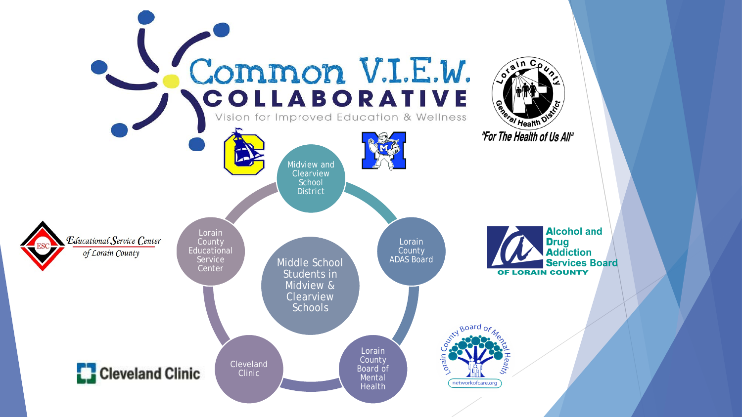# Common V.I.E.W. COLLABORATIVE

Vision for Improved Education & Wellness

Middle School Students in Midview & Clearview Schools

Midview and Clearview School District

Lorain County ADAS Board

Lorain County Board of Mental Health

Cleveland Clinic

Lorain County Educational Service Center

Lorain County General Health District

"For The Health of Us All"

Alcohol and Drug Addiction Services Board OF LORAIN COUNTY

Lorain County Board of Mental Health

networkofcare.org

Cleveland Clinic

ESC Educational Service Center of Lorain County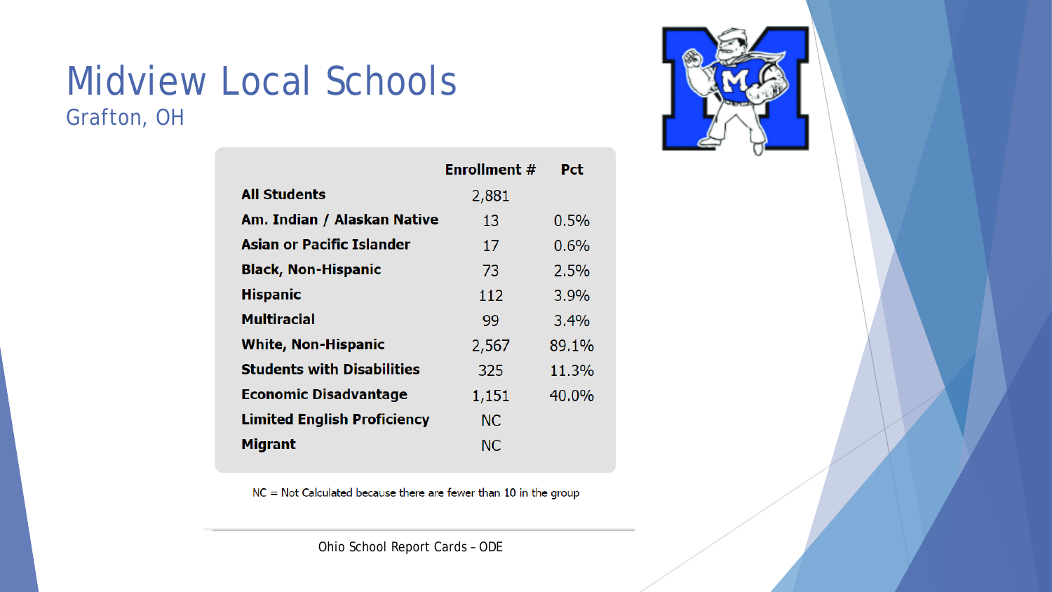# Midview Local Schools

## Grafton, OH

| | Enrollment # | Pct |
|---|---|---|
| **All Students** | 2,881 | |
| **Am. Indian / Alaskan Native** | 13 | 0.5% |
| **Asian or Pacific Islander** | 17 | 0.6% |
| **Black, Non-Hispanic** | 73 | 2.5% |
| **Hispanic** | 112 | 3.9% |
| **Multiracial** | 99 | 3.4% |
| **White, Non-Hispanic** | 2,567 | 89.1% |
| **Students with Disabilities** | 325 | 11.3% |
| **Economic Disadvantage** | 1,151 | 40.0% |
| **Limited English Proficiency** | NC | |
| **Migrant** | NC | |

NC = Not Calculated because there are fewer than 10 in the group

Ohio School Report Cards – ODE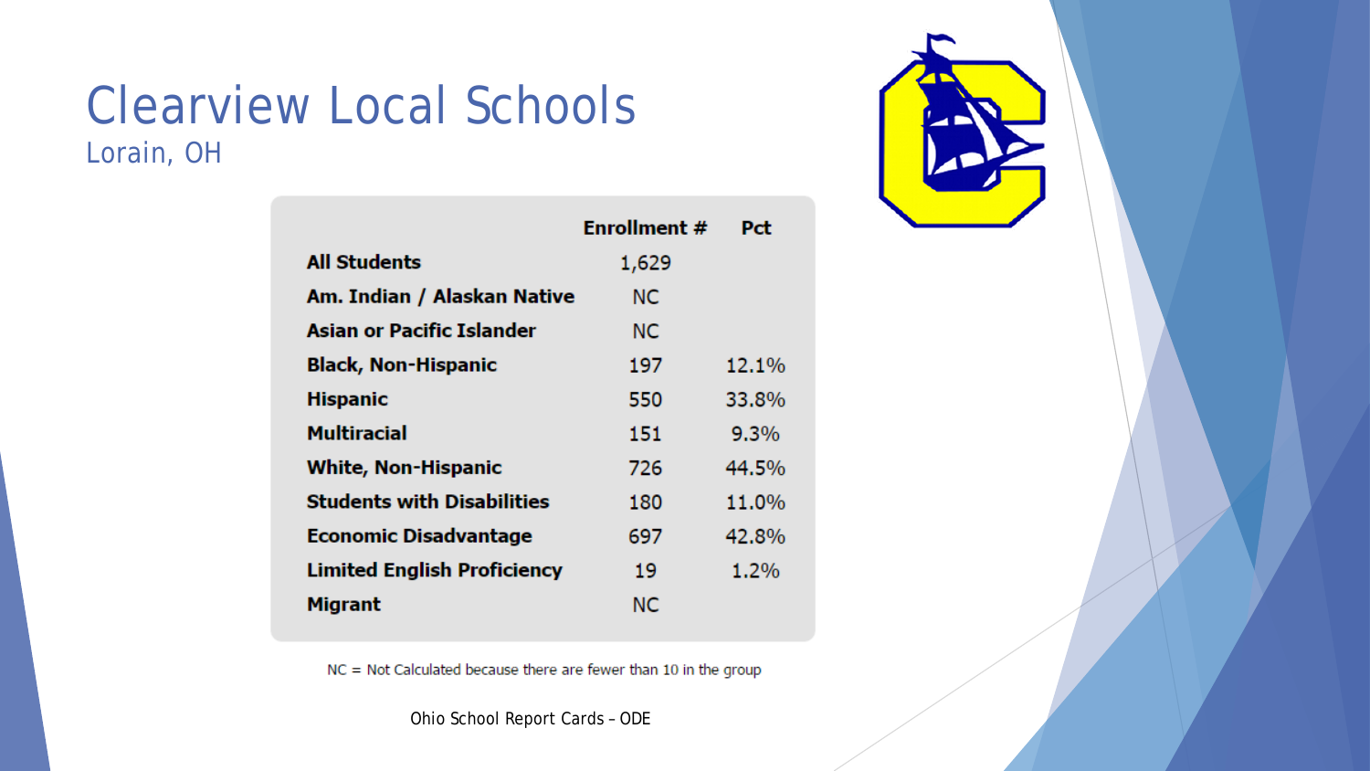# Clearview Local Schools

Lorain, OH

| | Enrollment # | Pct |
|---|---|---|
| **All Students** | 1,629 | |
| **Am. Indian / Alaskan Native** | NC | |
| **Asian or Pacific Islander** | NC | |
| **Black, Non-Hispanic** | 197 | 12.1% |
| **Hispanic** | 550 | 33.8% |
| **Multiracial** | 151 | 9.3% |
| **White, Non-Hispanic** | 726 | 44.5% |
| **Students with Disabilities** | 180 | 11.0% |
| **Economic Disadvantage** | 697 | 42.8% |
| **Limited English Proficiency** | 19 | 1.2% |
| **Migrant** | NC | |

NC = Not Calculated because there are fewer than 10 in the group

Ohio School Report Cards – ODE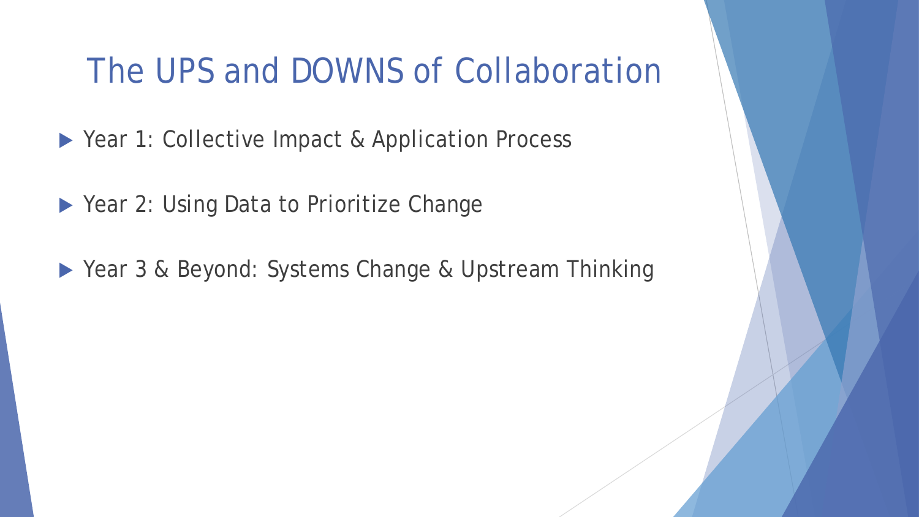# The UPS and DOWNS of Collaboration

- Year 1: Collective Impact & Application Process
- Year 2: Using Data to Prioritize Change
- Year 3 & Beyond: Systems Change & Upstream Thinking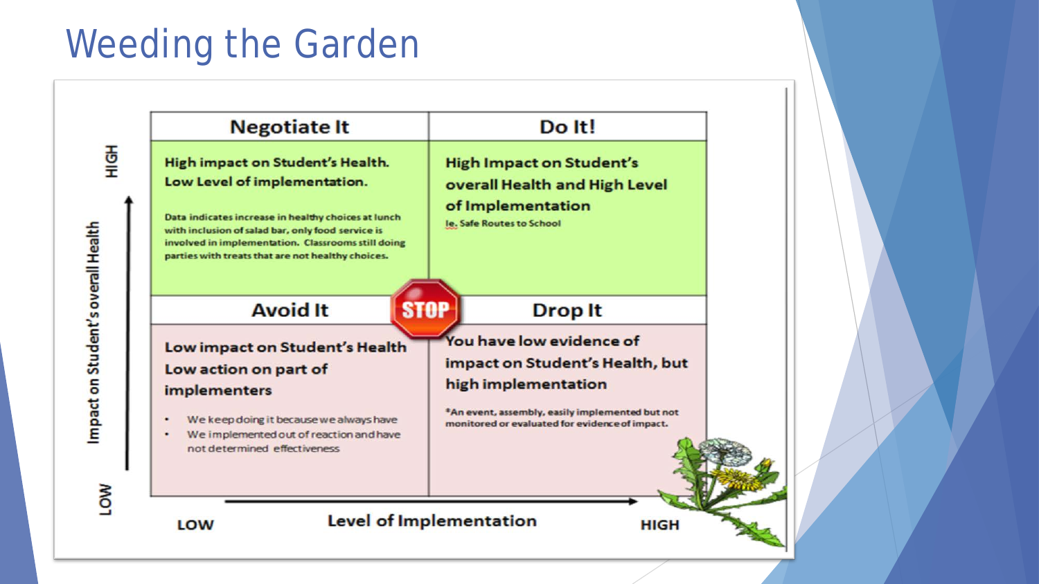# Weeding the Garden

HIGH

Impact on Student's overall Health

LOW

**Negotiate It**

**High impact on Student's Health.**
**Low Level of implementation.**

Data indicates increase in healthy choices at lunch with inclusion of salad bar, only food service is involved in implementation. Classrooms still doing parties with treats that are not healthy choices.

**Do It!**

**High Impact on Student's overall Health and High Level of Implementation**

Ie. Safe Routes to School

STOP

**Avoid It**

**Low impact on Student's Health**
**Low action on part of implementers**

- We keep doing it because we always have
- We implemented out of reaction and have not determined effectiveness

**Drop It**

**You have low evidence of impact on Student's Health, but high implementation**

*An event, assembly, easily implemented but not monitored or evaluated for evidence of impact.

LOW

Level of Implementation

HIGH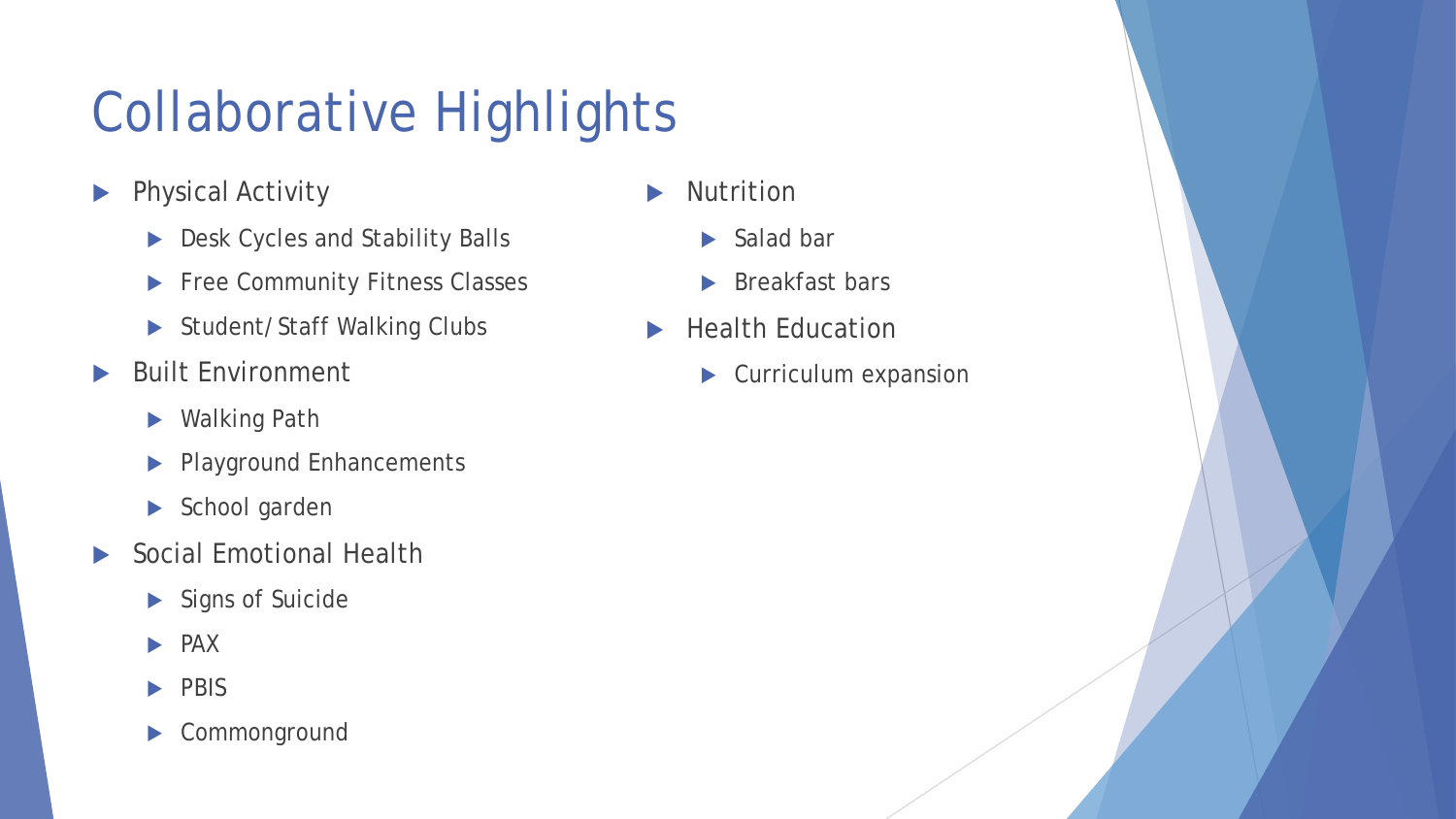# Collaborative Highlights

- Physical Activity
  - Desk Cycles and Stability Balls
  - Free Community Fitness Classes
  - Student/Staff Walking Clubs
- Built Environment
  - Walking Path
  - Playground Enhancements
  - School garden
- Social Emotional Health
  - Signs of Suicide
  - PAX
  - PBIS
  - Commonground
- Nutrition
  - Salad bar
  - Breakfast bars
- Health Education
  - Curriculum expansion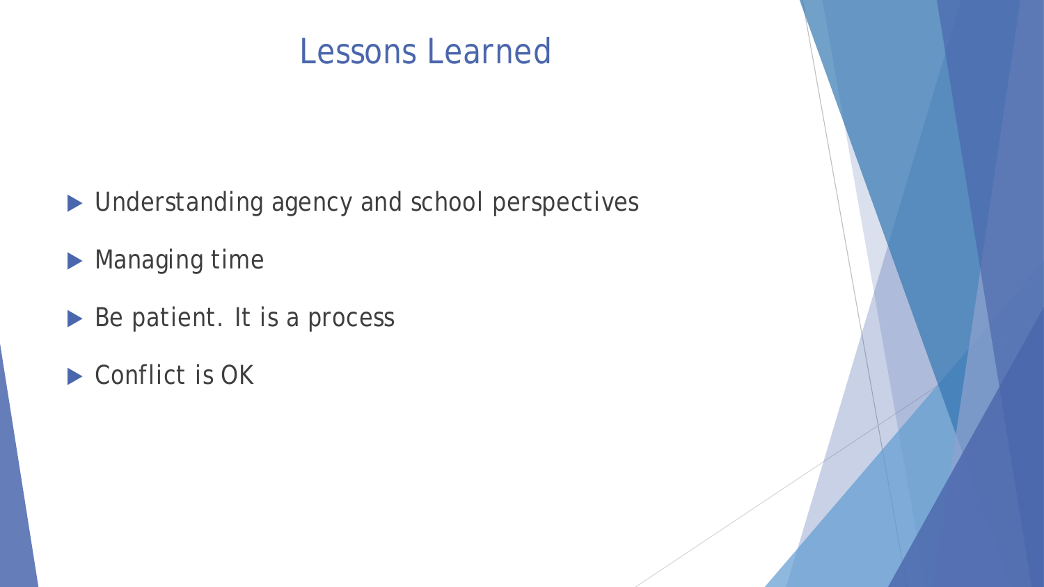# Lessons Learned

- Understanding agency and school perspectives
- Managing time
- Be patient. It is a process
- Conflict is OK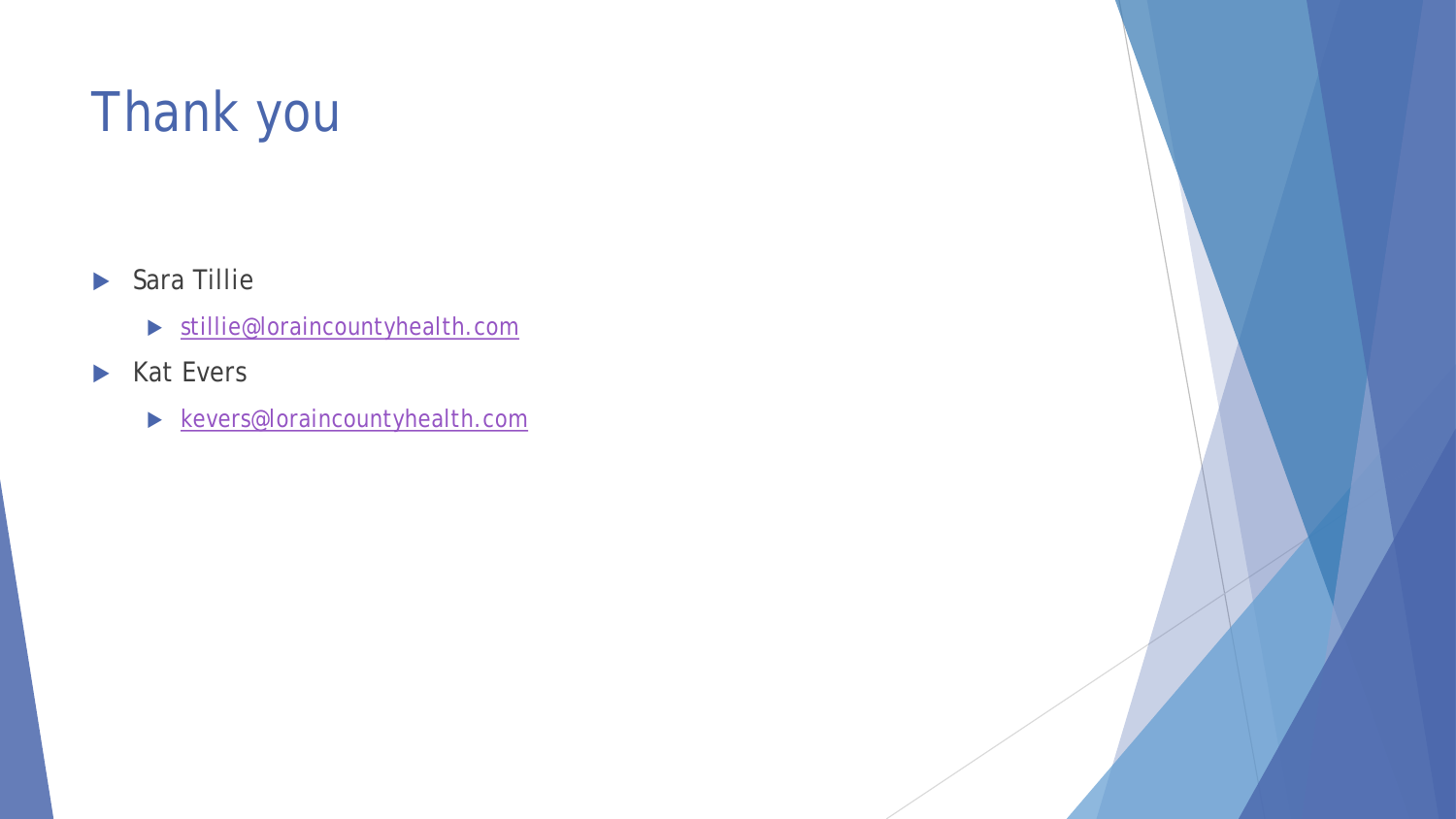# Thank you

- Sara Tillie
  - stillie@loraincountyhealth.com
- Kat Evers
  - kevers@loraincountyhealth.com